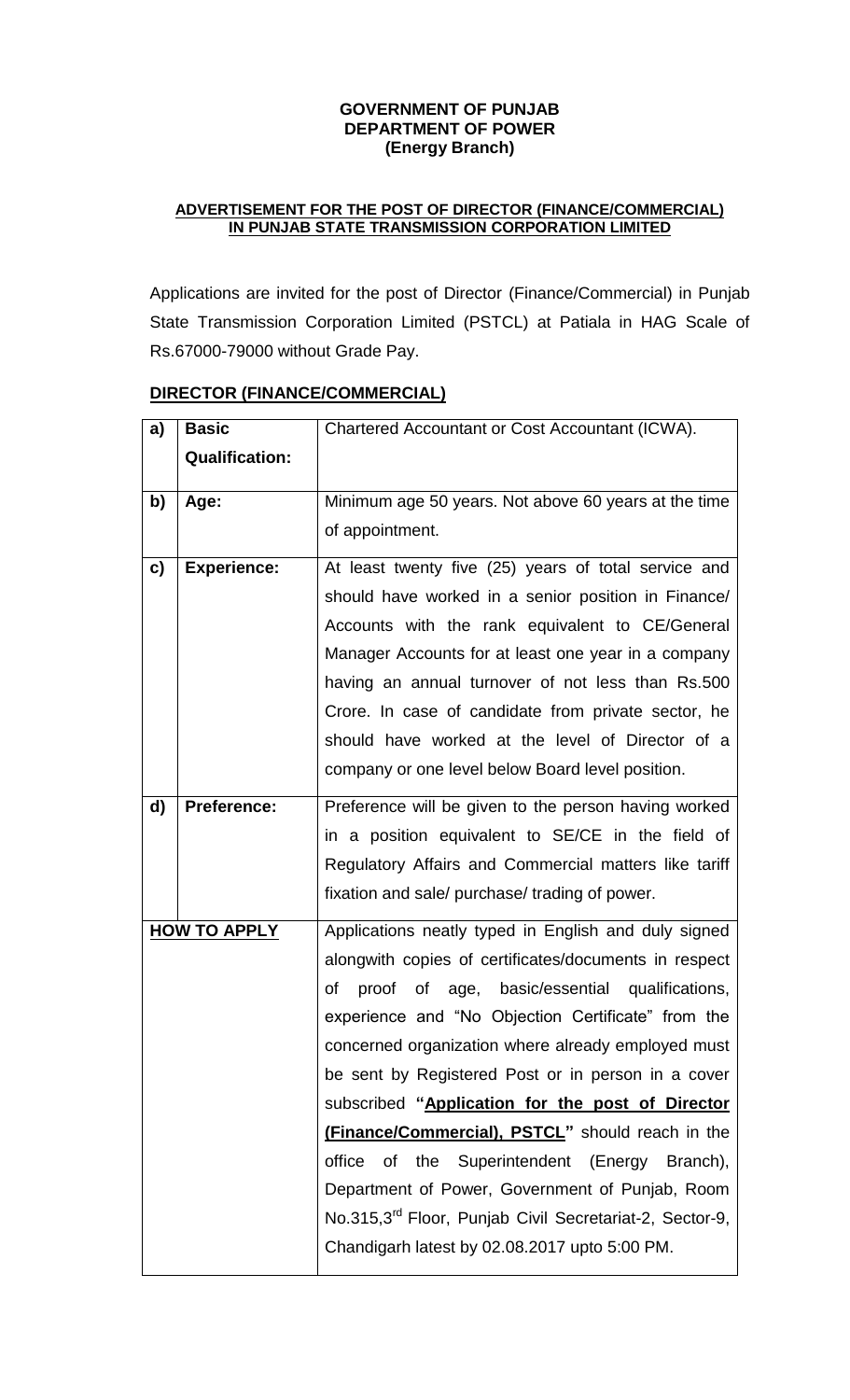**GOVERNMENT OF PUNJAB**
**DEPARTMENT OF POWER**
**(Energy Branch)**

**ADVERTISEMENT FOR THE POST OF DIRECTOR (FINANCE/COMMERCIAL) IN PUNJAB STATE TRANSMISSION CORPORATION LIMITED**

Applications are invited for the post of Director (Finance/Commercial) in Punjab State Transmission Corporation Limited (PSTCL) at Patiala in HAG Scale of Rs.67000-79000 without Grade Pay.

## DIRECTOR (FINANCE/COMMERCIAL)

| | | |
|---|---|---|
| **a)** | **Basic Qualification:** | Chartered Accountant or Cost Accountant (ICWA). |
| **b)** | **Age:** | Minimum age 50 years. Not above 60 years at the time of appointment. |
| **c)** | **Experience:** | At least twenty five (25) years of total service and should have worked in a senior position in Finance/ Accounts with the rank equivalent to CE/General Manager Accounts for at least one year in a company having an annual turnover of not less than Rs.500 Crore. In case of candidate from private sector, he should have worked at the level of Director of a company or one level below Board level position. |
| **d)** | **Preference:** | Preference will be given to the person having worked in a position equivalent to SE/CE in the field of Regulatory Affairs and Commercial matters like tariff fixation and sale/ purchase/ trading of power. |
| **HOW TO APPLY** | | Applications neatly typed in English and duly signed alongwith copies of certificates/documents in respect of proof of age, basic/essential qualifications, experience and "No Objection Certificate" from the concerned organization where already employed must be sent by Registered Post or in person in a cover subscribed **"Application for the post of Director (Finance/Commercial), PSTCL"** should reach in the office of the Superintendent (Energy Branch), Department of Power, Government of Punjab, Room No.315,3rd Floor, Punjab Civil Secretariat-2, Sector-9, Chandigarh latest by 02.08.2017 upto 5:00 PM. |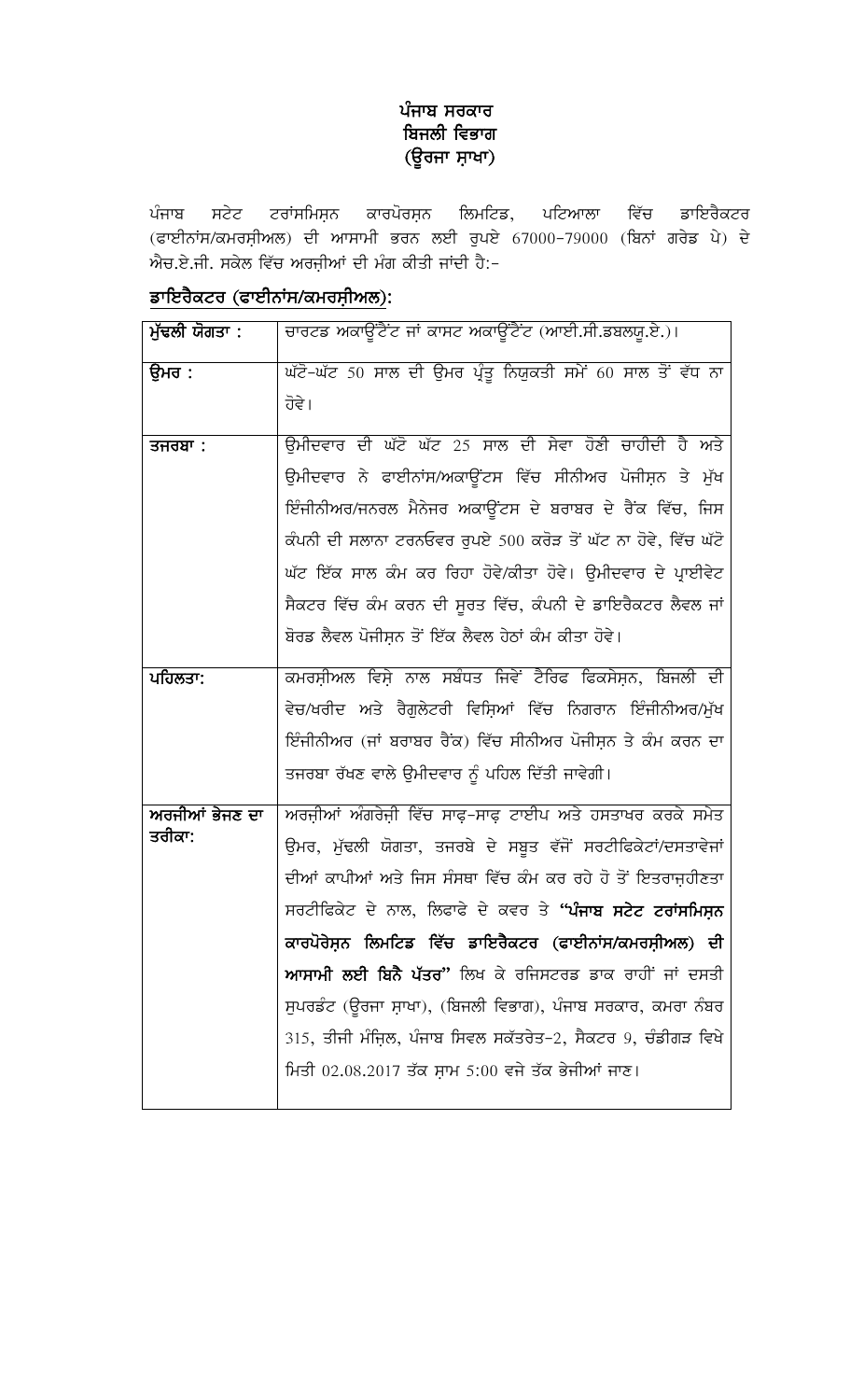**ਪੰਜਾਬ ਸਰਕਾਰ**
**ਬਿਜਲੀ ਵਿਭਾਗ**
**(ਊਰਜਾ ਸ਼ਾਖਾ)**

ਪੰਜਾਬ ਸਟੇਟ ਟਰਾਂਸਮਿਸ਼ਨ ਕਾਰਪੋਰਸ਼ਨ ਲਿਮਟਿਡ, ਪਟਿਆਲਾ ਵਿੱਚ ਡਾਇਰੈਕਟਰ (ਫਾਈਨਾਂਸ/ਕਮਰਸ਼ੀਅਲ) ਦੀ ਆਸਾਮੀ ਭਰਨ ਲਈ ਰੁਪਏ 67000-79000 (ਬਿਨਾਂ ਗਰੇਡ ਪੇ) ਦੇ ਐਚ.ਏ.ਜੀ. ਸਕੇਲ ਵਿੱਚ ਅਰਜ਼ੀਆਂ ਦੀ ਮੰਗ ਕੀਤੀ ਜਾਂਦੀ ਹੈ:-

**ਡਾਇਰੈਕਟਰ (ਫਾਈਨਾਂਸ/ਕਮਰਸ਼ੀਅਲ):**

| | |
|---|---|
| **ਮੁੱਢਲੀ ਯੋਗਤਾ :** | ਚਾਰਟਡ ਅਕਾਊਂਟੈਂਟ ਜਾਂ ਕਾਸਟ ਅਕਾਊਂਟੈਂਟ (ਆਈ.ਸੀ.ਡਬਲਯੂ.ਏ.)। |
| **ਉਮਰ :** | ਘੱਟੋ-ਘੱਟ 50 ਸਾਲ ਦੀ ਉਮਰ ਪ੍ਰੰਤੂ ਨਿਯੁਕਤੀ ਸਮੇਂ 60 ਸਾਲ ਤੋਂ ਵੱਧ ਨਾ ਹੋਵੇ। |
| **ਤਜਰਬਾ :** | ਉਮੀਦਵਾਰ ਦੀ ਘੱਟੋ ਘੱਟ 25 ਸਾਲ ਦੀ ਸੇਵਾ ਹੋਣੀ ਚਾਹੀਦੀ ਹੈ ਅਤੇ ਉਮੀਦਵਾਰ ਨੇ ਫਾਈਨਾਂਸ/ਅਕਾਊਂਟਸ ਵਿੱਚ ਸੀਨੀਅਰ ਪੋਜੀਸ਼ਨ ਤੇ ਮੁੱਖ ਇੰਜੀਨੀਅਰ/ਜਨਰਲ ਮੈਨੇਜਰ ਅਕਾਊਂਟਸ ਦੇ ਬਰਾਬਰ ਦੇ ਰੈਂਕ ਵਿੱਚ, ਜਿਸ ਕੰਪਨੀ ਦੀ ਸਲਾਨਾ ਟਰਨਓਵਰ ਰੁਪਏ 500 ਕਰੋੜ ਤੋਂ ਘੱਟ ਨਾ ਹੋਵੇ, ਵਿੱਚ ਘੱਟੋ ਘੱਟ ਇੱਕ ਸਾਲ ਕੰਮ ਕਰ ਰਿਹਾ ਹੋਵੇ/ਕੀਤਾ ਹੋਵੇ। ਉਮੀਦਵਾਰ ਦੇ ਪ੍ਰਾਈਵੇਟ ਸੈਕਟਰ ਵਿੱਚ ਕੰਮ ਕਰਨ ਦੀ ਸੂਰਤ ਵਿੱਚ, ਕੰਪਨੀ ਦੇ ਡਾਇਰੈਕਟਰ ਲੈਵਲ ਜਾਂ ਬੋਰਡ ਲੈਵਲ ਪੋਜੀਸ਼ਨ ਤੋਂ ਇੱਕ ਲੈਵਲ ਹੇਠਾਂ ਕੰਮ ਕੀਤਾ ਹੋਵੇ। |
| **ਪਹਿਲਤਾ:** | ਕਮਰਸ਼ੀਅਲ ਵਿਸ਼ੇ ਨਾਲ ਸਬੰਧਤ ਜਿਵੇਂ ਟੈਰਿਫ ਫਿਕਸੇਸ਼ਨ, ਬਿਜਲੀ ਦੀ ਵੇਚ/ਖਰੀਦ ਅਤੇ ਰੈਗੂਲੇਟਰੀ ਵਿਸ਼ਿਆਂ ਵਿੱਚ ਨਿਗਰਾਨ ਇੰਜੀਨੀਅਰ/ਮੁੱਖ ਇੰਜੀਨੀਅਰ (ਜਾਂ ਬਰਾਬਰ ਰੈਂਕ) ਵਿੱਚ ਸੀਨੀਅਰ ਪੋਜੀਸ਼ਨ ਤੇ ਕੰਮ ਕਰਨ ਦਾ ਤਜਰਬਾ ਰੱਖਣ ਵਾਲੇ ਉਮੀਦਵਾਰ ਨੂੰ ਪਹਿਲ ਦਿੱਤੀ ਜਾਵੇਗੀ। |
| **ਅਰਜੀਆਂ ਭੇਜਣ ਦਾ ਤਰੀਕਾ:** | ਅਰਜ਼ੀਆਂ ਅੰਗਰੇਜ਼ੀ ਵਿੱਚ ਸਾਫ਼-ਸਾਫ਼ ਟਾਈਪ ਅਤੇ ਹਸਤਾਖਰ ਕਰਕੇ ਸਮੇਤ ਉਮਰ, ਮੁੱਢਲੀ ਯੋਗਤਾ, ਤਜਰਬੇ ਦੇ ਸਬੂਤ ਵੱਜੋਂ ਸਰਟੀਫਿਕੇਟਾਂ/ਦਸਤਾਵੇਜਾਂ ਦੀਆਂ ਕਾਪੀਆਂ ਅਤੇ ਜਿਸ ਸੰਸਥਾ ਵਿੱਚ ਕੰਮ ਕਰ ਰਹੇ ਹੋ ਤੋਂ ਇਤਰਾਜ਼ਹੀਣਤਾ ਸਰਟੀਫਿਕੇਟ ਦੇ ਨਾਲ, ਲਿਫਾਫੇ ਦੇ ਕਵਰ ਤੇ **"ਪੰਜਾਬ ਸਟੇਟ ਟਰਾਂਸਮਿਸ਼ਨ ਕਾਰਪੋਰੇਸ਼ਨ ਲਿਮਟਿਡ ਵਿੱਚ ਡਾਇਰੈਕਟਰ (ਫਾਈਨਾਂਸ/ਕਮਰਸ਼ੀਅਲ) ਦੀ ਆਸਾਮੀ ਲਈ ਬਿਨੈ ਪੱਤਰ"** ਲਿਖ ਕੇ ਰਜਿਸਟਰਡ ਡਾਕ ਰਾਹੀਂ ਜਾਂ ਦਸਤੀ ਸੁਪਰਡੰਟ (ਊਰਜਾ ਸ਼ਾਖਾ), (ਬਿਜਲੀ ਵਿਭਾਗ), ਪੰਜਾਬ ਸਰਕਾਰ, ਕਮਰਾ ਨੰਬਰ 315, ਤੀਜੀ ਮੰਜ਼ਿਲ, ਪੰਜਾਬ ਸਿਵਲ ਸਕੱਤਰੇਤ-2, ਸੈਕਟਰ 9, ਚੰਡੀਗੜ ਵਿਖੇ ਮਿਤੀ 02.08.2017 ਤੱਕ ਸ਼ਾਮ 5:00 ਵਜੇ ਤੱਕ ਭੇਜੀਆਂ ਜਾਣ। |